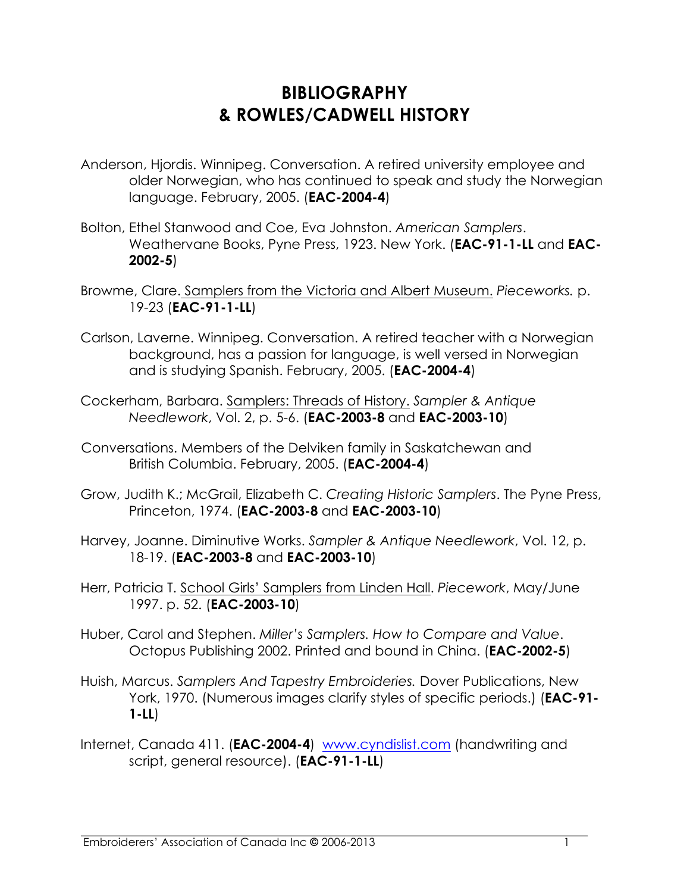# BIBLIOGRAPHY
# & ROWLES/CADWELL HISTORY

Anderson, Hjordis. Winnipeg. Conversation. A retired university employee and older Norwegian, who has continued to speak and study the Norwegian language. February, 2005. (**EAC-2004-4**)

Bolton, Ethel Stanwood and Coe, Eva Johnston. *American Samplers*. Weathervane Books, Pyne Press, 1923. New York. (**EAC-91-1-LL** and **EAC-2002-5**)

Browme, Clare. Samplers from the Victoria and Albert Museum. *Pieceworks.* p. 19-23 (**EAC-91-1-LL**)

Carlson, Laverne. Winnipeg. Conversation. A retired teacher with a Norwegian background, has a passion for language, is well versed in Norwegian and is studying Spanish. February, 2005. (**EAC-2004-4**)

Cockerham, Barbara. Samplers: Threads of History. *Sampler & Antique Needlework*, Vol. 2, p. 5-6. (**EAC-2003-8** and **EAC-2003-10**)

Conversations. Members of the Delviken family in Saskatchewan and British Columbia. February, 2005. (**EAC-2004-4**)

Grow, Judith K.; McGrail, Elizabeth C. *Creating Historic Samplers*. The Pyne Press, Princeton, 1974. (**EAC-2003-8** and **EAC-2003-10**)

Harvey, Joanne. Diminutive Works. *Sampler & Antique Needlework*, Vol. 12, p. 18-19. (**EAC-2003-8** and **EAC-2003-10**)

Herr, Patricia T. School Girls' Samplers from Linden Hall. *Piecework*, May/June 1997. p. 52. (**EAC-2003-10**)

Huber, Carol and Stephen. *Miller's Samplers. How to Compare and Value*. Octopus Publishing 2002. Printed and bound in China. (**EAC-2002-5**)

Huish, Marcus. *Samplers And Tapestry Embroideries.* Dover Publications, New York, 1970. (Numerous images clarify styles of specific periods.) (**EAC-91-1-LL**)

Internet, Canada 411. (**EAC-2004-4**) www.cyndislist.com (handwriting and script, general resource). (**EAC-91-1-LL**)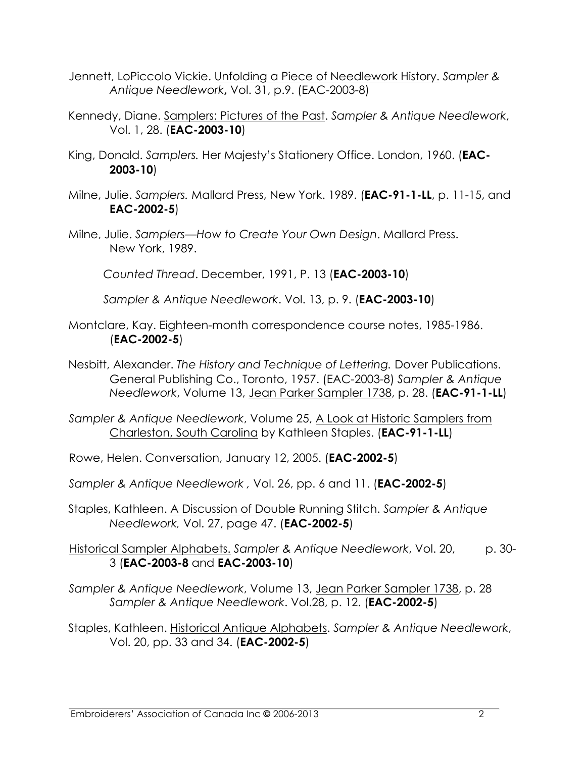Jennett, LoPiccolo Vickie. <u>Unfolding a Piece of Needlework History.</u> *Sampler & Antique Needlework*, Vol. 31, p.9. (EAC-2003-8)

Kennedy, Diane. <u>Samplers: Pictures of the Past</u>. *Sampler & Antique Needlework*, Vol. 1, 28. (**EAC-2003-10**)

King, Donald. *Samplers.* Her Majesty's Stationery Office. London, 1960. (**EAC-2003-10**)

Milne, Julie. *Samplers.* Mallard Press, New York. 1989. (**EAC-91-1-LL**, p. 11-15, and **EAC-2002-5**)

Milne, Julie. *Samplers—How to Create Your Own Design*. Mallard Press. New York, 1989.

*Counted Thread*. December, 1991, P. 13 (**EAC-2003-10**)

*Sampler & Antique Needlework*. Vol. 13, p. 9. (**EAC-2003-10**)

Montclare, Kay. Eighteen-month correspondence course notes, 1985-1986. (**EAC-2002-5**)

Nesbitt, Alexander. *The History and Technique of Lettering.* Dover Publications. General Publishing Co., Toronto, 1957. (EAC-2003-8) *Sampler & Antique Needlework*, Volume 13, <u>Jean Parker Sampler 1738</u>, p. 28. (**EAC-91-1-LL**)

*Sampler & Antique Needlework*, Volume 25, <u>A Look at Historic Samplers from Charleston, South Carolina</u> by Kathleen Staples. (**EAC-91-1-LL**)

Rowe, Helen. Conversation, January 12, 2005. (**EAC-2002-5**)

*Sampler & Antique Needlework ,* Vol. 26, pp. 6 and 11. (**EAC-2002-5**)

Staples, Kathleen. <u>A Discussion of Double Running Stitch.</u> *Sampler & Antique Needlework,* Vol. 27, page 47. (**EAC-2002-5**)

<u>Historical Sampler Alphabets.</u> *Sampler & Antique Needlework*, Vol. 20, p. 30-3 (**EAC-2003-8** and **EAC-2003-10**)

*Sampler & Antique Needlework*, Volume 13, <u>Jean Parker Sampler 1738</u>, p. 28 *Sampler & Antique Needlework*. Vol.28, p. 12. (**EAC-2002-5**)

Staples, Kathleen. <u>Historical Antique Alphabets</u>. *Sampler & Antique Needlework*, Vol. 20, pp. 33 and 34. (**EAC-2002-5**)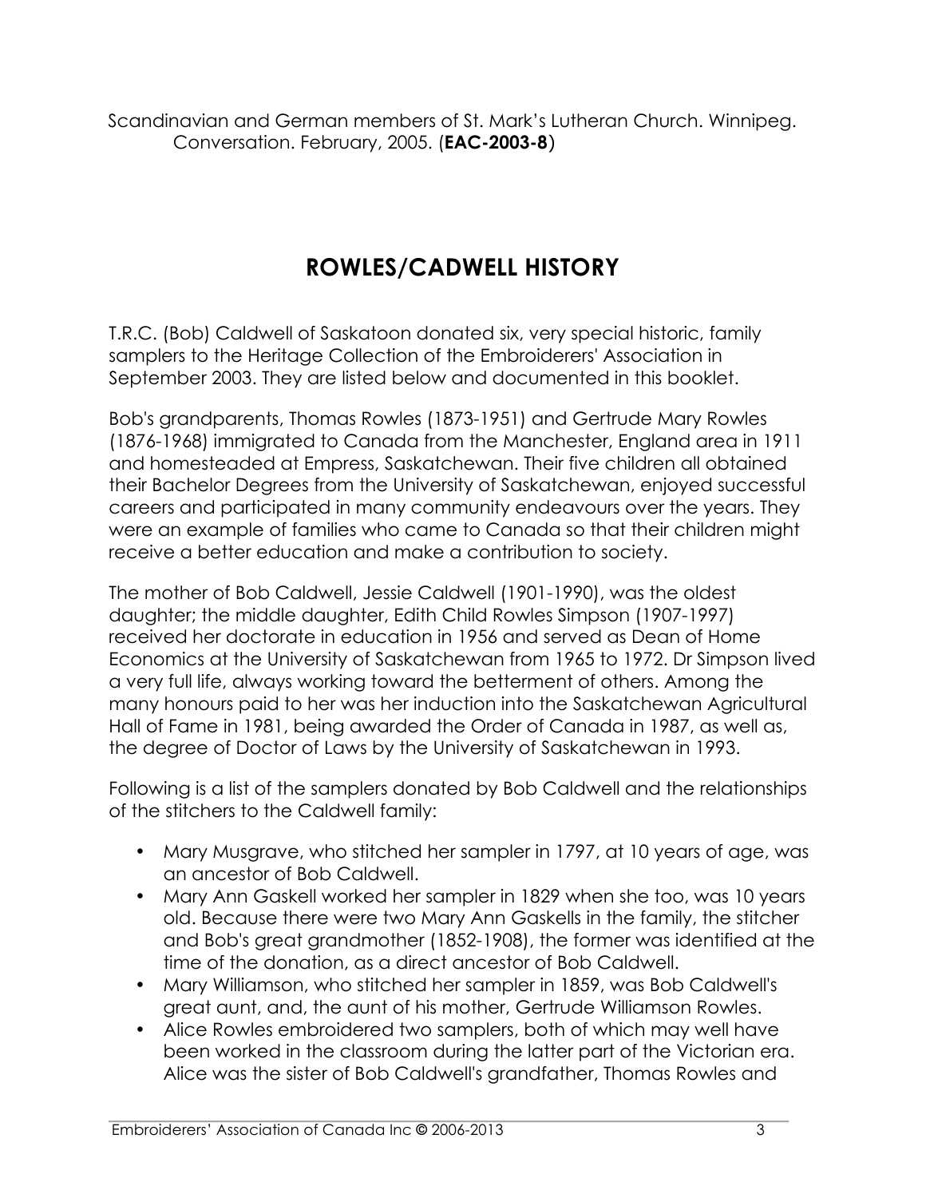Scandinavian and German members of St. Mark's Lutheran Church. Winnipeg. Conversation. February, 2005. (**EAC-2003-8**)

# ROWLES/CADWELL HISTORY

T.R.C. (Bob) Caldwell of Saskatoon donated six, very special historic, family samplers to the Heritage Collection of the Embroiderers' Association in September 2003. They are listed below and documented in this booklet.

Bob's grandparents, Thomas Rowles (1873-1951) and Gertrude Mary Rowles (1876-1968) immigrated to Canada from the Manchester, England area in 1911 and homesteaded at Empress, Saskatchewan. Their five children all obtained their Bachelor Degrees from the University of Saskatchewan, enjoyed successful careers and participated in many community endeavours over the years. They were an example of families who came to Canada so that their children might receive a better education and make a contribution to society.

The mother of Bob Caldwell, Jessie Caldwell (1901-1990), was the oldest daughter; the middle daughter, Edith Child Rowles Simpson (1907-1997) received her doctorate in education in 1956 and served as Dean of Home Economics at the University of Saskatchewan from 1965 to 1972. Dr Simpson lived a very full life, always working toward the betterment of others. Among the many honours paid to her was her induction into the Saskatchewan Agricultural Hall of Fame in 1981, being awarded the Order of Canada in 1987, as well as, the degree of Doctor of Laws by the University of Saskatchewan in 1993.

Following is a list of the samplers donated by Bob Caldwell and the relationships of the stitchers to the Caldwell family:

- Mary Musgrave, who stitched her sampler in 1797, at 10 years of age, was an ancestor of Bob Caldwell.
- Mary Ann Gaskell worked her sampler in 1829 when she too, was 10 years old. Because there were two Mary Ann Gaskells in the family, the stitcher and Bob's great grandmother (1852-1908), the former was identified at the time of the donation, as a direct ancestor of Bob Caldwell.
- Mary Williamson, who stitched her sampler in 1859, was Bob Caldwell's great aunt, and, the aunt of his mother, Gertrude Williamson Rowles.
- Alice Rowles embroidered two samplers, both of which may well have been worked in the classroom during the latter part of the Victorian era. Alice was the sister of Bob Caldwell's grandfather, Thomas Rowles and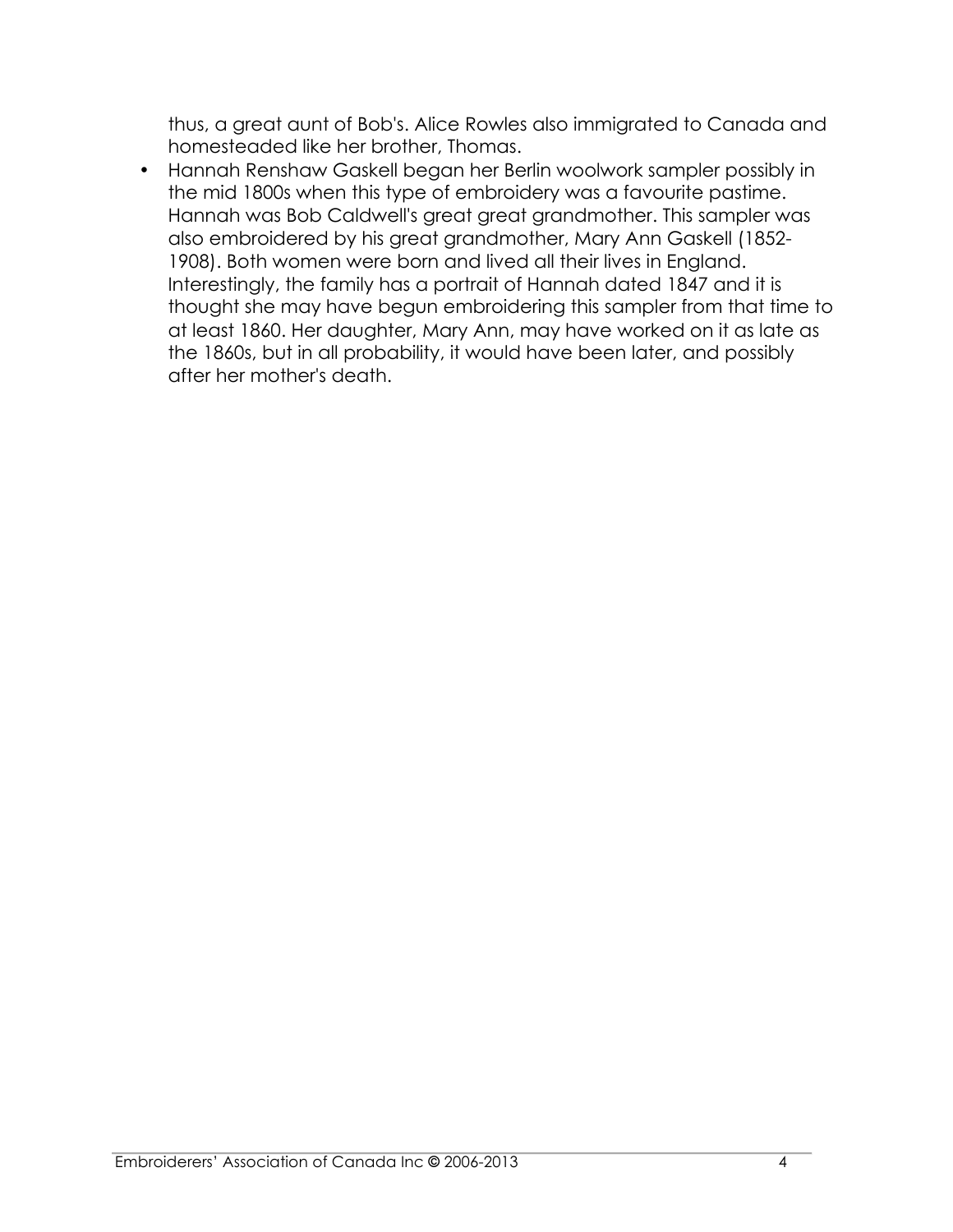thus, a great aunt of Bob's. Alice Rowles also immigrated to Canada and homesteaded like her brother, Thomas.

- Hannah Renshaw Gaskell began her Berlin woolwork sampler possibly in the mid 1800s when this type of embroidery was a favourite pastime. Hannah was Bob Caldwell's great great grandmother. This sampler was also embroidered by his great grandmother, Mary Ann Gaskell (1852-1908). Both women were born and lived all their lives in England. Interestingly, the family has a portrait of Hannah dated 1847 and it is thought she may have begun embroidering this sampler from that time to at least 1860. Her daughter, Mary Ann, may have worked on it as late as the 1860s, but in all probability, it would have been later, and possibly after her mother's death.